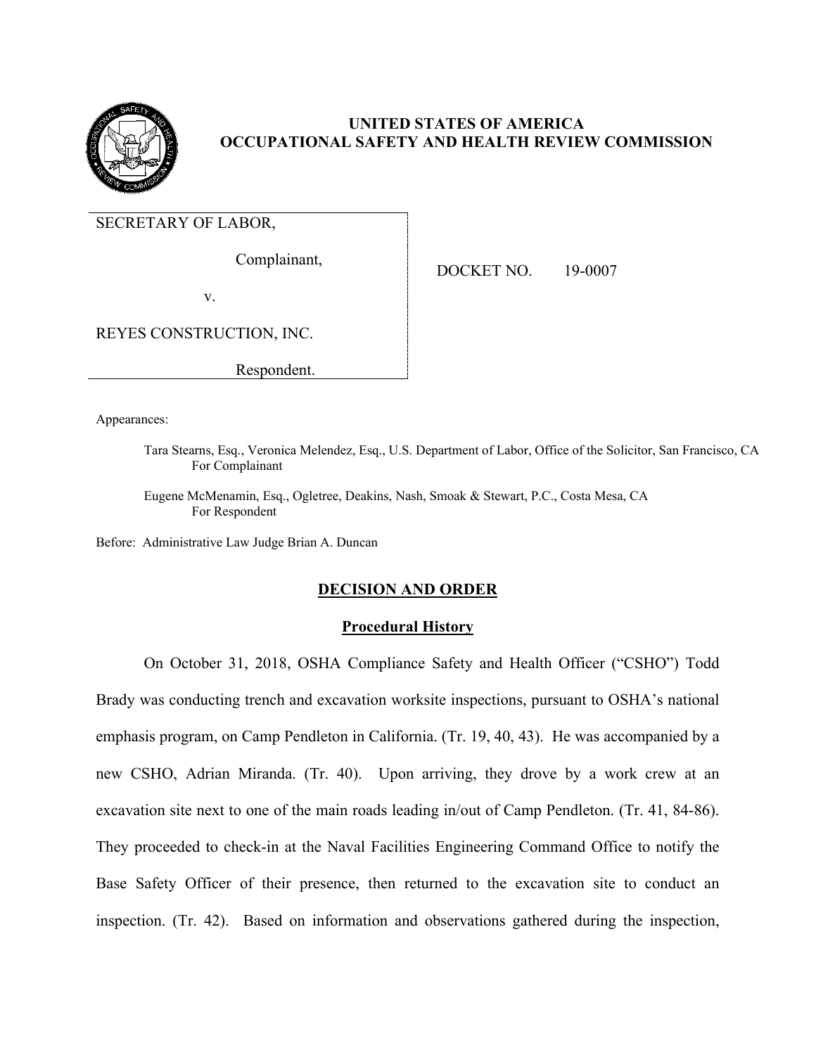# UNITED STATES OF AMERICA
# OCCUPATIONAL SAFETY AND HEALTH REVIEW COMMISSION

SECRETARY OF LABOR,

Complainant,

v.

REYES CONSTRUCTION, INC.

Respondent.

DOCKET NO. 19-0007

Appearances:

Tara Stearns, Esq., Veronica Melendez, Esq., U.S. Department of Labor, Office of the Solicitor, San Francisco, CA
For Complainant

Eugene McMenamin, Esq., Ogletree, Deakins, Nash, Smoak & Stewart, P.C., Costa Mesa, CA
For Respondent

Before: Administrative Law Judge Brian A. Duncan

## DECISION AND ORDER

### Procedural History

On October 31, 2018, OSHA Compliance Safety and Health Officer ("CSHO") Todd Brady was conducting trench and excavation worksite inspections, pursuant to OSHA's national emphasis program, on Camp Pendleton in California. (Tr. 19, 40, 43). He was accompanied by a new CSHO, Adrian Miranda. (Tr. 40). Upon arriving, they drove by a work crew at an excavation site next to one of the main roads leading in/out of Camp Pendleton. (Tr. 41, 84-86). They proceeded to check-in at the Naval Facilities Engineering Command Office to notify the Base Safety Officer of their presence, then returned to the excavation site to conduct an inspection. (Tr. 42). Based on information and observations gathered during the inspection,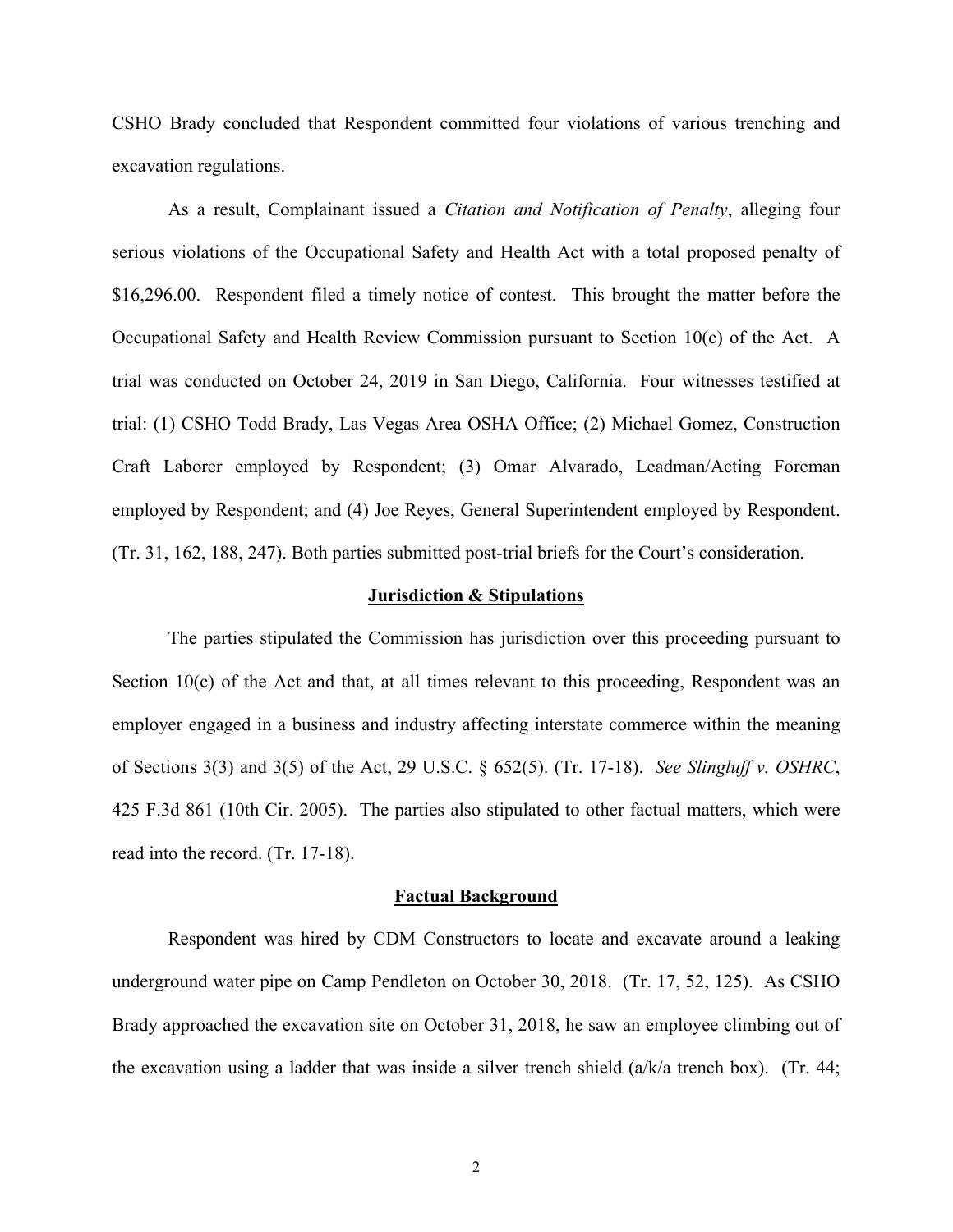CSHO Brady concluded that Respondent committed four violations of various trenching and excavation regulations.

As a result, Complainant issued a *Citation and Notification of Penalty*, alleging four serious violations of the Occupational Safety and Health Act with a total proposed penalty of $16,296.00. Respondent filed a timely notice of contest. This brought the matter before the Occupational Safety and Health Review Commission pursuant to Section 10(c) of the Act. A trial was conducted on October 24, 2019 in San Diego, California. Four witnesses testified at trial: (1) CSHO Todd Brady, Las Vegas Area OSHA Office; (2) Michael Gomez, Construction Craft Laborer employed by Respondent; (3) Omar Alvarado, Leadman/Acting Foreman employed by Respondent; and (4) Joe Reyes, General Superintendent employed by Respondent. (Tr. 31, 162, 188, 247). Both parties submitted post-trial briefs for the Court's consideration.

## Jurisdiction & Stipulations

The parties stipulated the Commission has jurisdiction over this proceeding pursuant to Section 10(c) of the Act and that, at all times relevant to this proceeding, Respondent was an employer engaged in a business and industry affecting interstate commerce within the meaning of Sections 3(3) and 3(5) of the Act, 29 U.S.C. § 652(5). (Tr. 17-18). *See Slingluff v. OSHRC*, 425 F.3d 861 (10th Cir. 2005). The parties also stipulated to other factual matters, which were read into the record. (Tr. 17-18).

## Factual Background

Respondent was hired by CDM Constructors to locate and excavate around a leaking underground water pipe on Camp Pendleton on October 30, 2018. (Tr. 17, 52, 125). As CSHO Brady approached the excavation site on October 31, 2018, he saw an employee climbing out of the excavation using a ladder that was inside a silver trench shield (a/k/a trench box). (Tr. 44;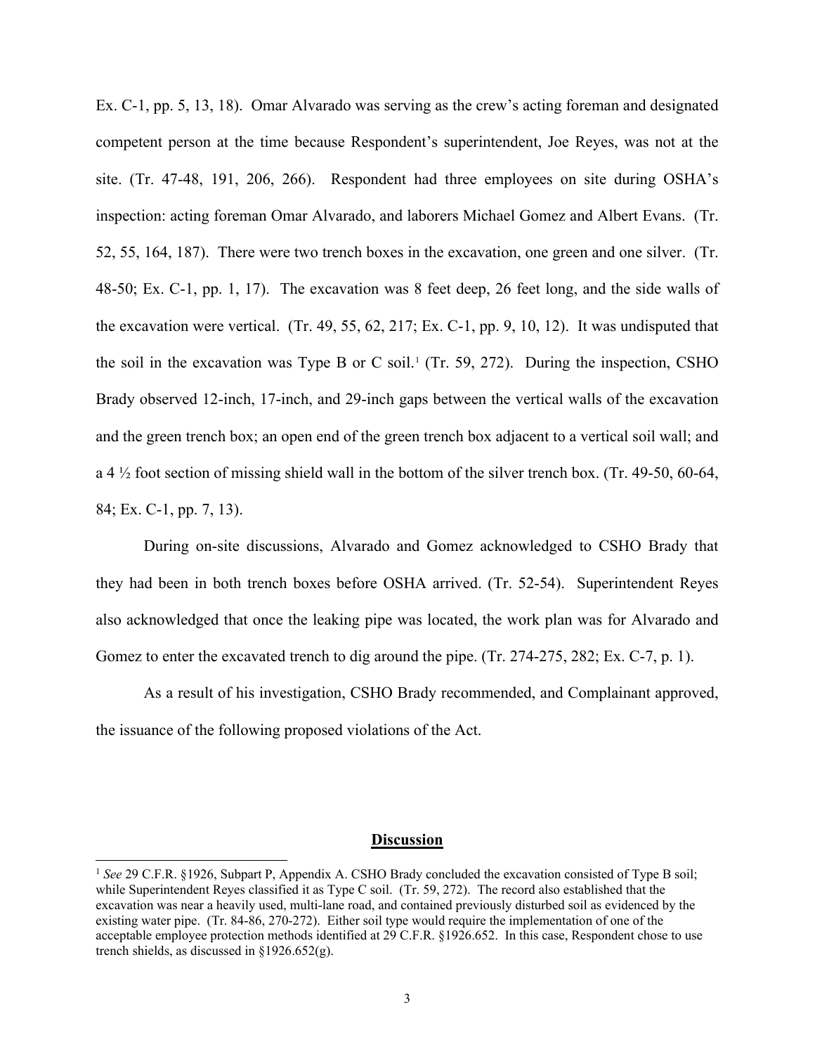Ex. C-1, pp. 5, 13, 18). Omar Alvarado was serving as the crew's acting foreman and designated competent person at the time because Respondent's superintendent, Joe Reyes, was not at the site. (Tr. 47-48, 191, 206, 266). Respondent had three employees on site during OSHA's inspection: acting foreman Omar Alvarado, and laborers Michael Gomez and Albert Evans. (Tr. 52, 55, 164, 187). There were two trench boxes in the excavation, one green and one silver. (Tr. 48-50; Ex. C-1, pp. 1, 17). The excavation was 8 feet deep, 26 feet long, and the side walls of the excavation were vertical. (Tr. 49, 55, 62, 217; Ex. C-1, pp. 9, 10, 12). It was undisputed that the soil in the excavation was Type B or C soil.[1] (Tr. 59, 272). During the inspection, CSHO Brady observed 12-inch, 17-inch, and 29-inch gaps between the vertical walls of the excavation and the green trench box; an open end of the green trench box adjacent to a vertical soil wall; and a 4 ½ foot section of missing shield wall in the bottom of the silver trench box. (Tr. 49-50, 60-64, 84; Ex. C-1, pp. 7, 13).

During on-site discussions, Alvarado and Gomez acknowledged to CSHO Brady that they had been in both trench boxes before OSHA arrived. (Tr. 52-54). Superintendent Reyes also acknowledged that once the leaking pipe was located, the work plan was for Alvarado and Gomez to enter the excavated trench to dig around the pipe. (Tr. 274-275, 282; Ex. C-7, p. 1).

As a result of his investigation, CSHO Brady recommended, and Complainant approved, the issuance of the following proposed violations of the Act.

## Discussion

[1] *See* 29 C.F.R. §1926, Subpart P, Appendix A. CSHO Brady concluded the excavation consisted of Type B soil; while Superintendent Reyes classified it as Type C soil. (Tr. 59, 272). The record also established that the excavation was near a heavily used, multi-lane road, and contained previously disturbed soil as evidenced by the existing water pipe. (Tr. 84-86, 270-272). Either soil type would require the implementation of one of the acceptable employee protection methods identified at 29 C.F.R. §1926.652. In this case, Respondent chose to use trench shields, as discussed in §1926.652(g).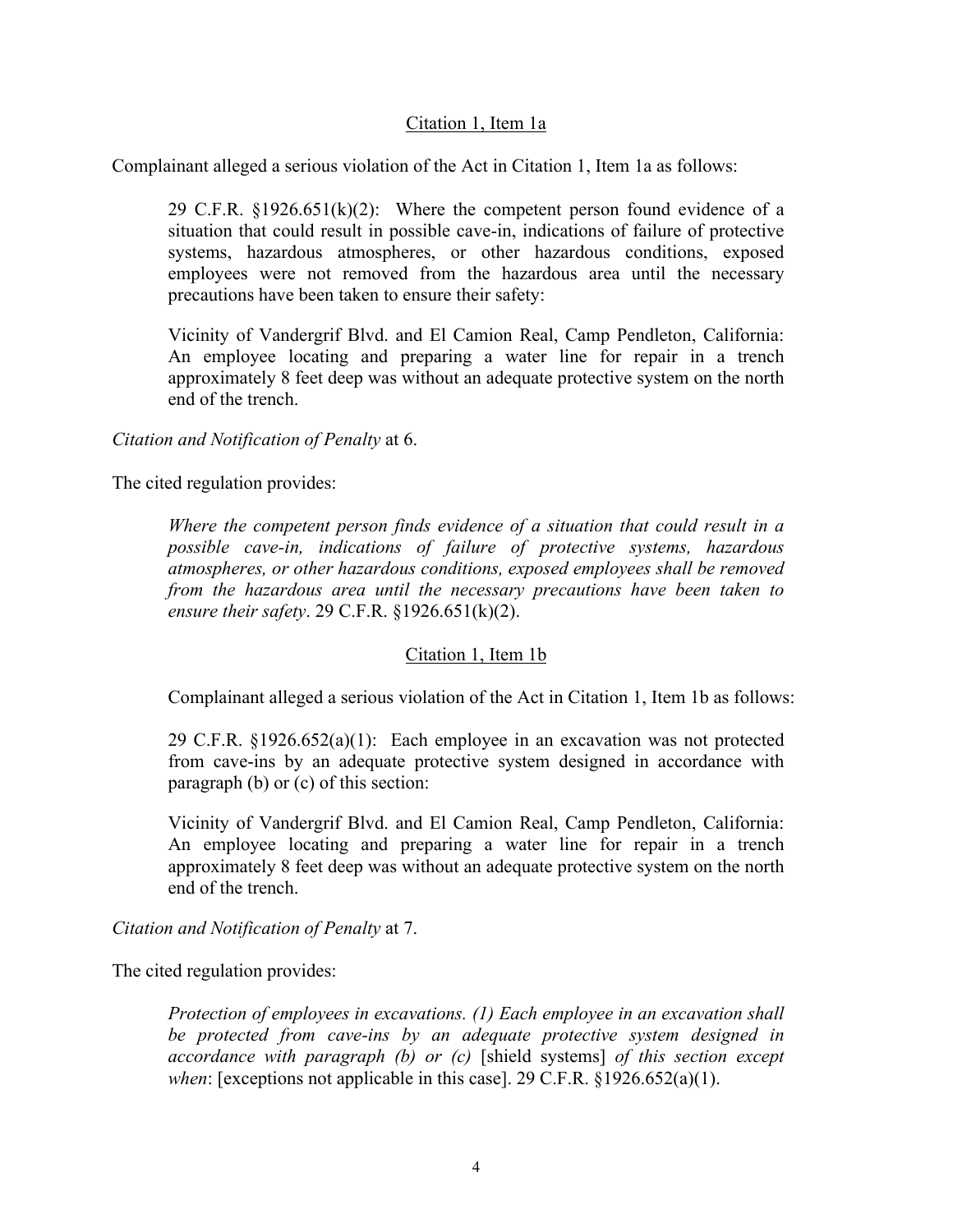Citation 1, Item 1a

Complainant alleged a serious violation of the Act in Citation 1, Item 1a as follows:

> 29 C.F.R. §1926.651(k)(2): Where the competent person found evidence of a situation that could result in possible cave-in, indications of failure of protective systems, hazardous atmospheres, or other hazardous conditions, exposed employees were not removed from the hazardous area until the necessary precautions have been taken to ensure their safety:
>
> Vicinity of Vandergrif Blvd. and El Camion Real, Camp Pendleton, California: An employee locating and preparing a water line for repair in a trench approximately 8 feet deep was without an adequate protective system on the north end of the trench.

*Citation and Notification of Penalty* at 6.

The cited regulation provides:

> *Where the competent person finds evidence of a situation that could result in a possible cave-in, indications of failure of protective systems, hazardous atmospheres, or other hazardous conditions, exposed employees shall be removed from the hazardous area until the necessary precautions have been taken to ensure their safety*. 29 C.F.R. §1926.651(k)(2).

Citation 1, Item 1b

Complainant alleged a serious violation of the Act in Citation 1, Item 1b as follows:

> 29 C.F.R. §1926.652(a)(1): Each employee in an excavation was not protected from cave-ins by an adequate protective system designed in accordance with paragraph (b) or (c) of this section:
>
> Vicinity of Vandergrif Blvd. and El Camion Real, Camp Pendleton, California: An employee locating and preparing a water line for repair in a trench approximately 8 feet deep was without an adequate protective system on the north end of the trench.

*Citation and Notification of Penalty* at 7.

The cited regulation provides:

> *Protection of employees in excavations. (1) Each employee in an excavation shall be protected from cave-ins by an adequate protective system designed in accordance with paragraph (b) or (c)* [shield systems] *of this section except when*: [exceptions not applicable in this case]. 29 C.F.R. §1926.652(a)(1).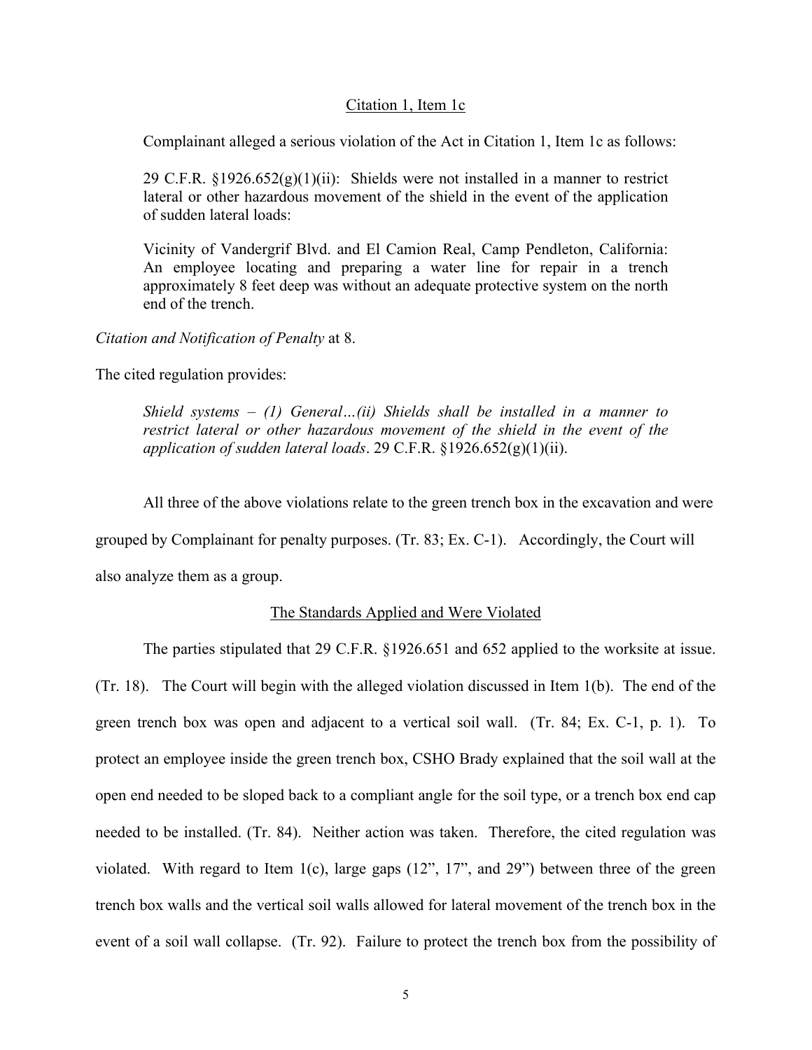Citation 1, Item 1c

Complainant alleged a serious violation of the Act in Citation 1, Item 1c as follows:

> 29 C.F.R. §1926.652(g)(1)(ii): Shields were not installed in a manner to restrict lateral or other hazardous movement of the shield in the event of the application of sudden lateral loads:
>
> Vicinity of Vandergrif Blvd. and El Camion Real, Camp Pendleton, California: An employee locating and preparing a water line for repair in a trench approximately 8 feet deep was without an adequate protective system on the north end of the trench.

*Citation and Notification of Penalty* at 8.

The cited regulation provides:

> *Shield systems – (1) General…(ii) Shields shall be installed in a manner to restrict lateral or other hazardous movement of the shield in the event of the application of sudden lateral loads*. 29 C.F.R. §1926.652(g)(1)(ii).

All three of the above violations relate to the green trench box in the excavation and were grouped by Complainant for penalty purposes. (Tr. 83; Ex. C-1). Accordingly, the Court will also analyze them as a group.

The Standards Applied and Were Violated

The parties stipulated that 29 C.F.R. §1926.651 and 652 applied to the worksite at issue. (Tr. 18). The Court will begin with the alleged violation discussed in Item 1(b). The end of the green trench box was open and adjacent to a vertical soil wall. (Tr. 84; Ex. C-1, p. 1). To protect an employee inside the green trench box, CSHO Brady explained that the soil wall at the open end needed to be sloped back to a compliant angle for the soil type, or a trench box end cap needed to be installed. (Tr. 84). Neither action was taken. Therefore, the cited regulation was violated. With regard to Item 1(c), large gaps (12", 17", and 29") between three of the green trench box walls and the vertical soil walls allowed for lateral movement of the trench box in the event of a soil wall collapse. (Tr. 92). Failure to protect the trench box from the possibility of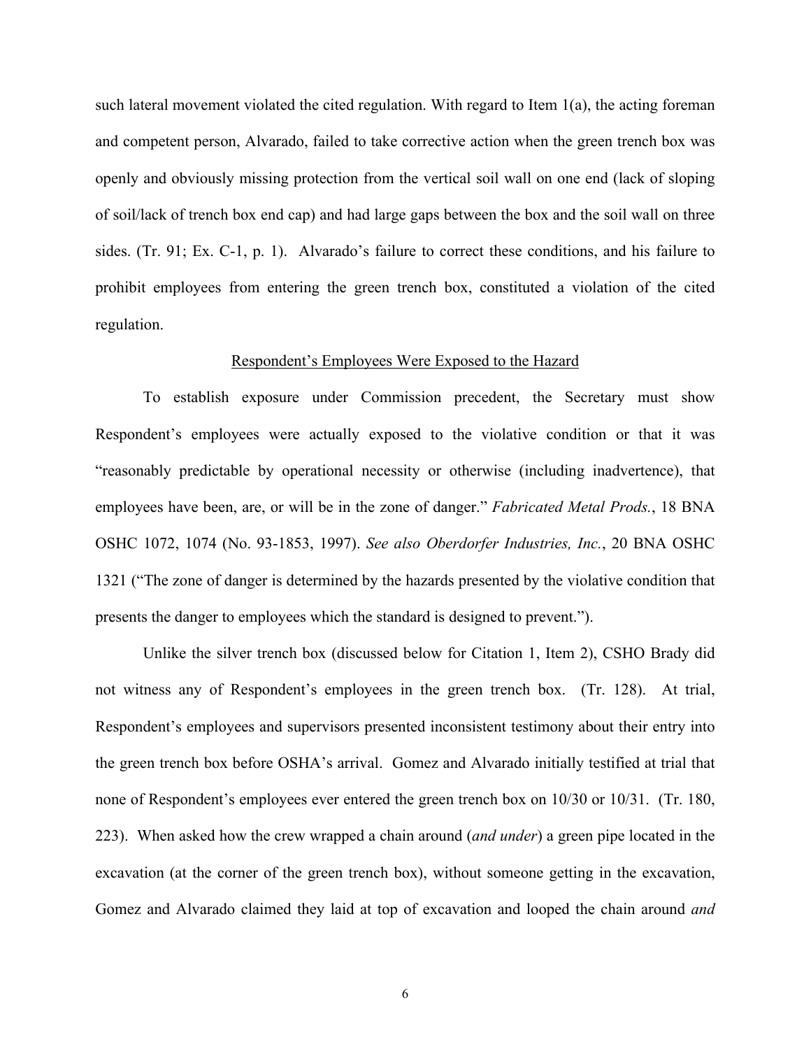such lateral movement violated the cited regulation. With regard to Item 1(a), the acting foreman and competent person, Alvarado, failed to take corrective action when the green trench box was openly and obviously missing protection from the vertical soil wall on one end (lack of sloping of soil/lack of trench box end cap) and had large gaps between the box and the soil wall on three sides. (Tr. 91; Ex. C-1, p. 1). Alvarado's failure to correct these conditions, and his failure to prohibit employees from entering the green trench box, constituted a violation of the cited regulation.

<u>Respondent's Employees Were Exposed to the Hazard</u>

To establish exposure under Commission precedent, the Secretary must show Respondent's employees were actually exposed to the violative condition or that it was "reasonably predictable by operational necessity or otherwise (including inadvertence), that employees have been, are, or will be in the zone of danger." *Fabricated Metal Prods.*, 18 BNA OSHC 1072, 1074 (No. 93-1853, 1997). *See also Oberdorfer Industries, Inc.*, 20 BNA OSHC 1321 ("The zone of danger is determined by the hazards presented by the violative condition that presents the danger to employees which the standard is designed to prevent.").

Unlike the silver trench box (discussed below for Citation 1, Item 2), CSHO Brady did not witness any of Respondent's employees in the green trench box. (Tr. 128). At trial, Respondent's employees and supervisors presented inconsistent testimony about their entry into the green trench box before OSHA's arrival. Gomez and Alvarado initially testified at trial that none of Respondent's employees ever entered the green trench box on 10/30 or 10/31. (Tr. 180, 223). When asked how the crew wrapped a chain around (*and under*) a green pipe located in the excavation (at the corner of the green trench box), without someone getting in the excavation, Gomez and Alvarado claimed they laid at top of excavation and looped the chain around *and*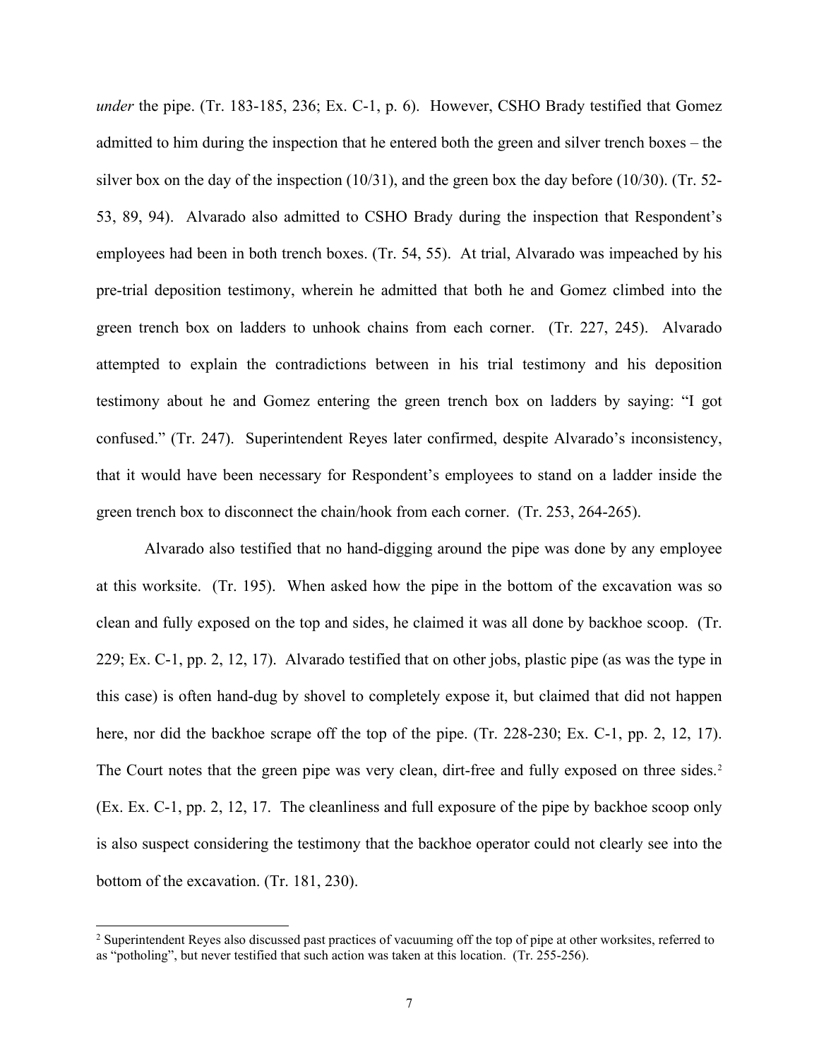*under* the pipe. (Tr. 183-185, 236; Ex. C-1, p. 6). However, CSHO Brady testified that Gomez admitted to him during the inspection that he entered both the green and silver trench boxes – the silver box on the day of the inspection (10/31), and the green box the day before (10/30). (Tr. 52-53, 89, 94). Alvarado also admitted to CSHO Brady during the inspection that Respondent's employees had been in both trench boxes. (Tr. 54, 55). At trial, Alvarado was impeached by his pre-trial deposition testimony, wherein he admitted that both he and Gomez climbed into the green trench box on ladders to unhook chains from each corner. (Tr. 227, 245). Alvarado attempted to explain the contradictions between in his trial testimony and his deposition testimony about he and Gomez entering the green trench box on ladders by saying: "I got confused." (Tr. 247). Superintendent Reyes later confirmed, despite Alvarado's inconsistency, that it would have been necessary for Respondent's employees to stand on a ladder inside the green trench box to disconnect the chain/hook from each corner. (Tr. 253, 264-265).

Alvarado also testified that no hand-digging around the pipe was done by any employee at this worksite. (Tr. 195). When asked how the pipe in the bottom of the excavation was so clean and fully exposed on the top and sides, he claimed it was all done by backhoe scoop. (Tr. 229; Ex. C-1, pp. 2, 12, 17). Alvarado testified that on other jobs, plastic pipe (as was the type in this case) is often hand-dug by shovel to completely expose it, but claimed that did not happen here, nor did the backhoe scrape off the top of the pipe. (Tr. 228-230; Ex. C-1, pp. 2, 12, 17). The Court notes that the green pipe was very clean, dirt-free and fully exposed on three sides.[2] (Ex. Ex. C-1, pp. 2, 12, 17. The cleanliness and full exposure of the pipe by backhoe scoop only is also suspect considering the testimony that the backhoe operator could not clearly see into the bottom of the excavation. (Tr. 181, 230).

---

[2] Superintendent Reyes also discussed past practices of vacuuming off the top of pipe at other worksites, referred to as "potholing", but never testified that such action was taken at this location. (Tr. 255-256).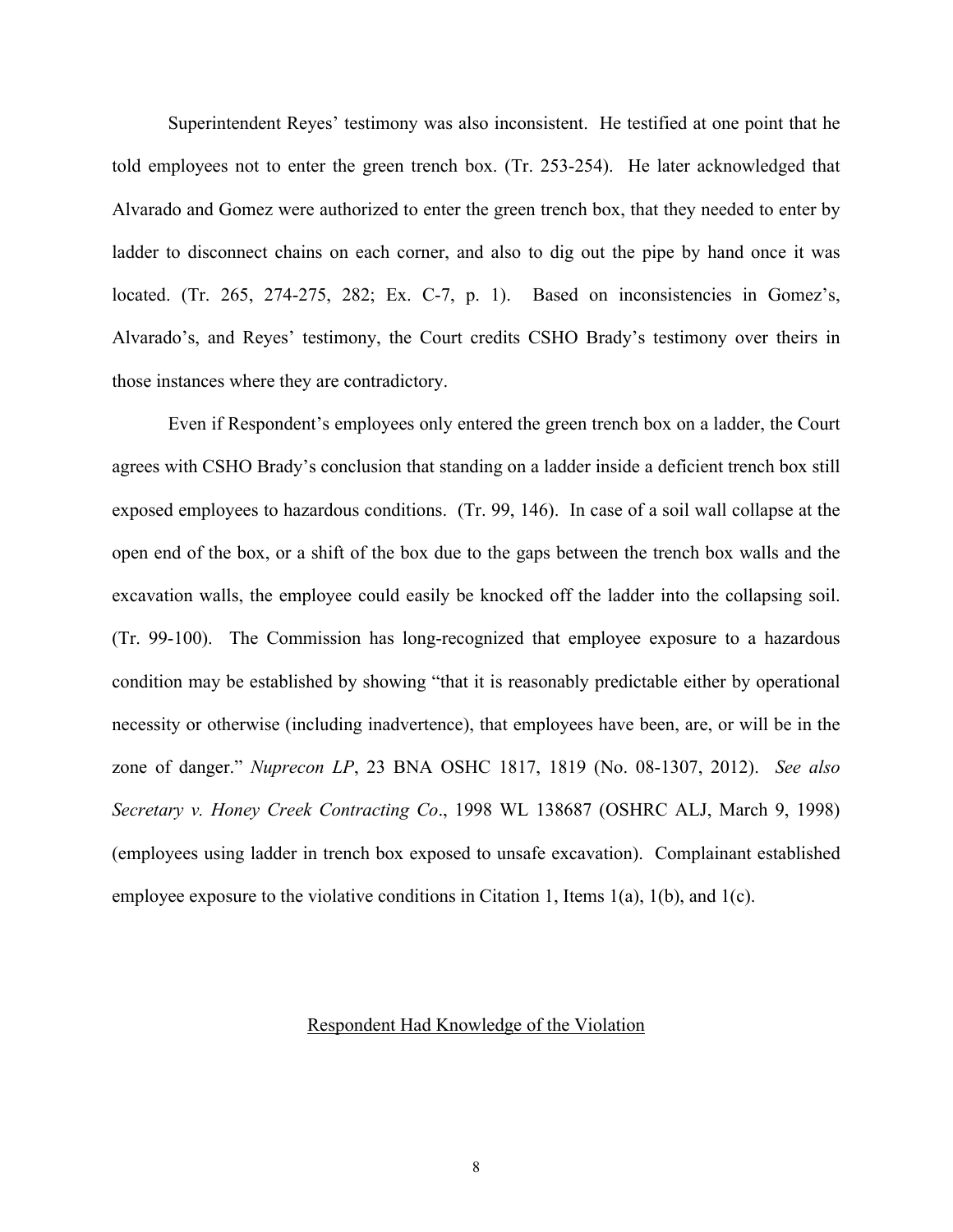Superintendent Reyes' testimony was also inconsistent. He testified at one point that he told employees not to enter the green trench box. (Tr. 253-254). He later acknowledged that Alvarado and Gomez were authorized to enter the green trench box, that they needed to enter by ladder to disconnect chains on each corner, and also to dig out the pipe by hand once it was located. (Tr. 265, 274-275, 282; Ex. C-7, p. 1). Based on inconsistencies in Gomez's, Alvarado's, and Reyes' testimony, the Court credits CSHO Brady's testimony over theirs in those instances where they are contradictory.

Even if Respondent's employees only entered the green trench box on a ladder, the Court agrees with CSHO Brady's conclusion that standing on a ladder inside a deficient trench box still exposed employees to hazardous conditions. (Tr. 99, 146). In case of a soil wall collapse at the open end of the box, or a shift of the box due to the gaps between the trench box walls and the excavation walls, the employee could easily be knocked off the ladder into the collapsing soil. (Tr. 99-100). The Commission has long-recognized that employee exposure to a hazardous condition may be established by showing "that it is reasonably predictable either by operational necessity or otherwise (including inadvertence), that employees have been, are, or will be in the zone of danger." *Nuprecon LP*, 23 BNA OSHC 1817, 1819 (No. 08-1307, 2012). *See also Secretary v. Honey Creek Contracting Co*., 1998 WL 138687 (OSHRC ALJ, March 9, 1998) (employees using ladder in trench box exposed to unsafe excavation). Complainant established employee exposure to the violative conditions in Citation 1, Items 1(a), 1(b), and 1(c).

## Respondent Had Knowledge of the Violation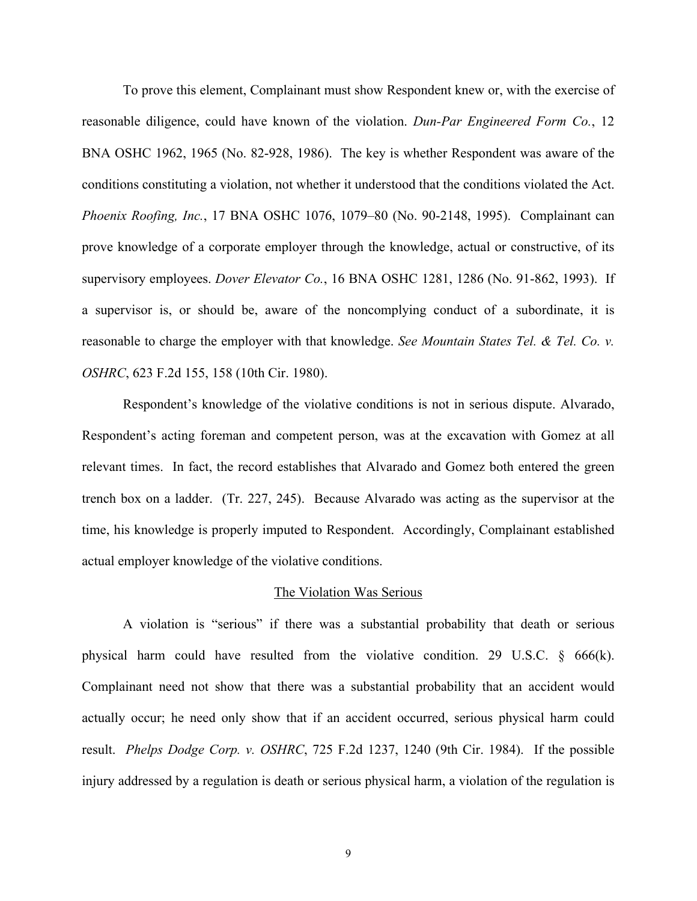To prove this element, Complainant must show Respondent knew or, with the exercise of reasonable diligence, could have known of the violation. *Dun-Par Engineered Form Co.*, 12 BNA OSHC 1962, 1965 (No. 82-928, 1986). The key is whether Respondent was aware of the conditions constituting a violation, not whether it understood that the conditions violated the Act. *Phoenix Roofing, Inc.*, 17 BNA OSHC 1076, 1079–80 (No. 90-2148, 1995). Complainant can prove knowledge of a corporate employer through the knowledge, actual or constructive, of its supervisory employees. *Dover Elevator Co.*, 16 BNA OSHC 1281, 1286 (No. 91-862, 1993). If a supervisor is, or should be, aware of the noncomplying conduct of a subordinate, it is reasonable to charge the employer with that knowledge. *See Mountain States Tel. & Tel. Co. v. OSHRC*, 623 F.2d 155, 158 (10th Cir. 1980).

Respondent's knowledge of the violative conditions is not in serious dispute. Alvarado, Respondent's acting foreman and competent person, was at the excavation with Gomez at all relevant times. In fact, the record establishes that Alvarado and Gomez both entered the green trench box on a ladder. (Tr. 227, 245). Because Alvarado was acting as the supervisor at the time, his knowledge is properly imputed to Respondent. Accordingly, Complainant established actual employer knowledge of the violative conditions.

<u>The Violation Was Serious</u>

A violation is "serious" if there was a substantial probability that death or serious physical harm could have resulted from the violative condition. 29 U.S.C. § 666(k). Complainant need not show that there was a substantial probability that an accident would actually occur; he need only show that if an accident occurred, serious physical harm could result. *Phelps Dodge Corp. v. OSHRC*, 725 F.2d 1237, 1240 (9th Cir. 1984). If the possible injury addressed by a regulation is death or serious physical harm, a violation of the regulation is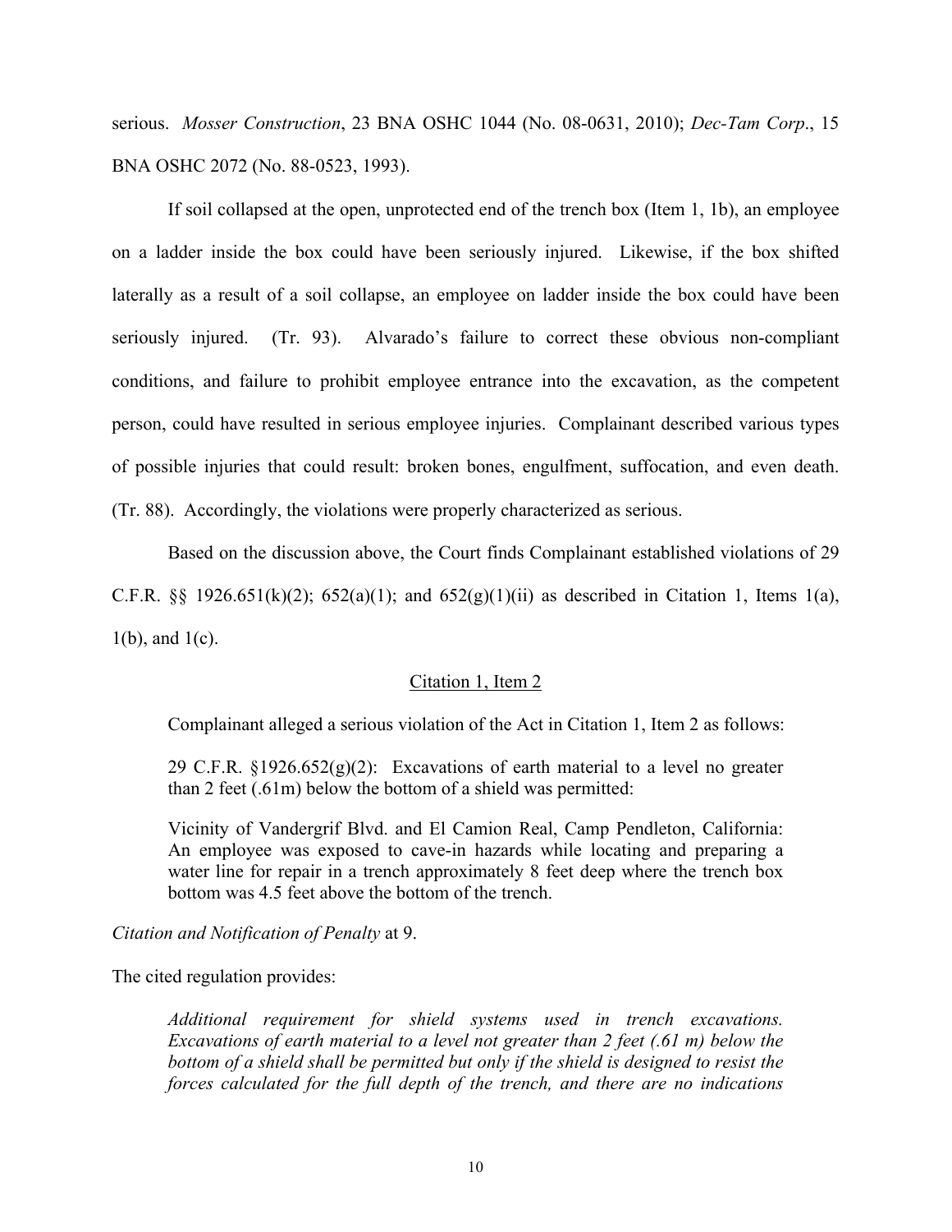serious. *Mosser Construction*, 23 BNA OSHC 1044 (No. 08-0631, 2010); *Dec-Tam Corp*., 15 BNA OSHC 2072 (No. 88-0523, 1993).

If soil collapsed at the open, unprotected end of the trench box (Item 1, 1b), an employee on a ladder inside the box could have been seriously injured. Likewise, if the box shifted laterally as a result of a soil collapse, an employee on ladder inside the box could have been seriously injured. (Tr. 93). Alvarado's failure to correct these obvious non-compliant conditions, and failure to prohibit employee entrance into the excavation, as the competent person, could have resulted in serious employee injuries. Complainant described various types of possible injuries that could result: broken bones, engulfment, suffocation, and even death. (Tr. 88). Accordingly, the violations were properly characterized as serious.

Based on the discussion above, the Court finds Complainant established violations of 29 C.F.R. §§ 1926.651(k)(2); 652(a)(1); and 652(g)(1)(ii) as described in Citation 1, Items 1(a), 1(b), and 1(c).

<u>Citation 1, Item 2</u>

Complainant alleged a serious violation of the Act in Citation 1, Item 2 as follows:

> 29 C.F.R. §1926.652(g)(2): Excavations of earth material to a level no greater than 2 feet (.61m) below the bottom of a shield was permitted:
>
> Vicinity of Vandergrif Blvd. and El Camion Real, Camp Pendleton, California: An employee was exposed to cave-in hazards while locating and preparing a water line for repair in a trench approximately 8 feet deep where the trench box bottom was 4.5 feet above the bottom of the trench.

*Citation and Notification of Penalty* at 9.

The cited regulation provides:

> *Additional requirement for shield systems used in trench excavations. Excavations of earth material to a level not greater than 2 feet (.61 m) below the bottom of a shield shall be permitted but only if the shield is designed to resist the forces calculated for the full depth of the trench, and there are no indications*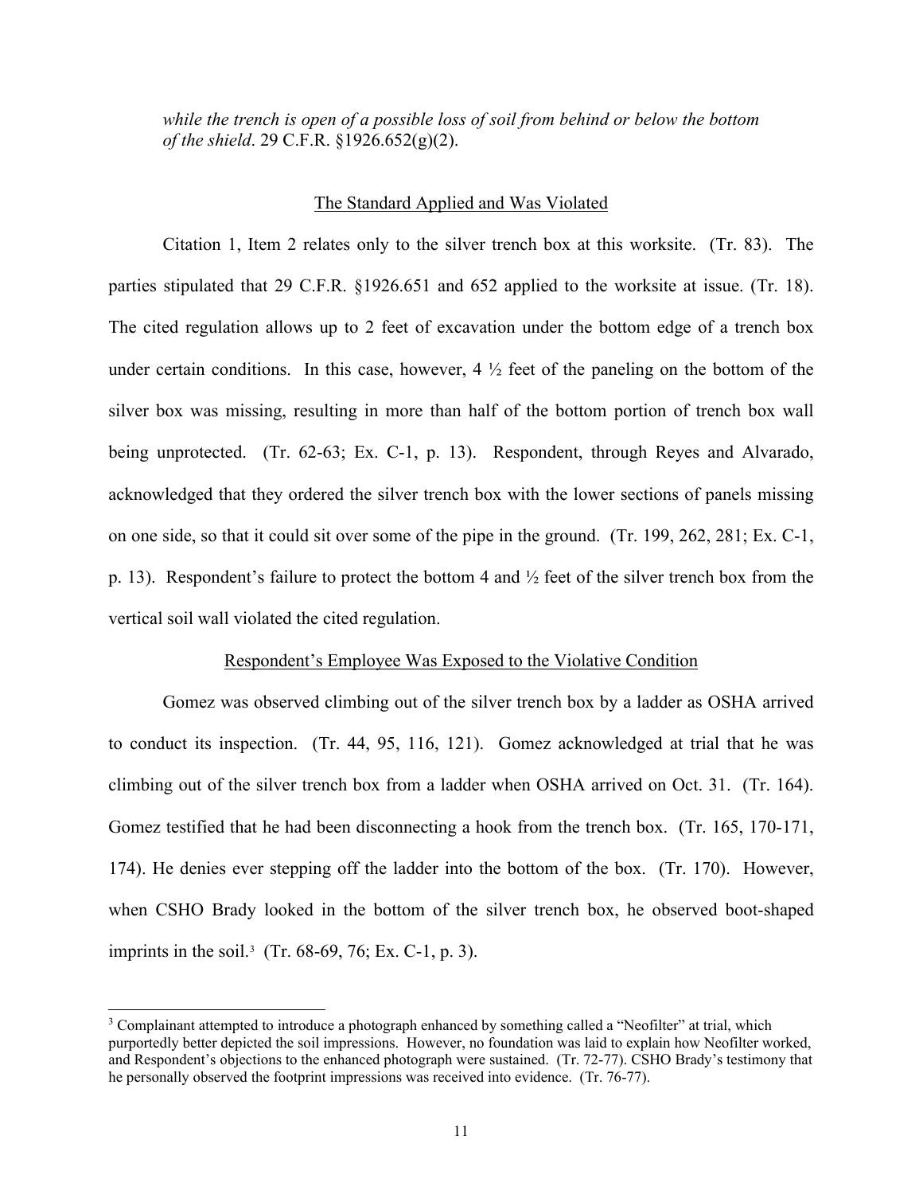*while the trench is open of a possible loss of soil from behind or below the bottom of the shield*. 29 C.F.R. §1926.652(g)(2).

## The Standard Applied and Was Violated

Citation 1, Item 2 relates only to the silver trench box at this worksite. (Tr. 83). The parties stipulated that 29 C.F.R. §1926.651 and 652 applied to the worksite at issue. (Tr. 18). The cited regulation allows up to 2 feet of excavation under the bottom edge of a trench box under certain conditions. In this case, however, 4 ½ feet of the paneling on the bottom of the silver box was missing, resulting in more than half of the bottom portion of trench box wall being unprotected. (Tr. 62-63; Ex. C-1, p. 13). Respondent, through Reyes and Alvarado, acknowledged that they ordered the silver trench box with the lower sections of panels missing on one side, so that it could sit over some of the pipe in the ground. (Tr. 199, 262, 281; Ex. C-1, p. 13). Respondent's failure to protect the bottom 4 and ½ feet of the silver trench box from the vertical soil wall violated the cited regulation.

## Respondent's Employee Was Exposed to the Violative Condition

Gomez was observed climbing out of the silver trench box by a ladder as OSHA arrived to conduct its inspection. (Tr. 44, 95, 116, 121). Gomez acknowledged at trial that he was climbing out of the silver trench box from a ladder when OSHA arrived on Oct. 31. (Tr. 164). Gomez testified that he had been disconnecting a hook from the trench box. (Tr. 165, 170-171, 174). He denies ever stepping off the ladder into the bottom of the box. (Tr. 170). However, when CSHO Brady looked in the bottom of the silver trench box, he observed boot-shaped imprints in the soil.[3] (Tr. 68-69, 76; Ex. C-1, p. 3).

[3] Complainant attempted to introduce a photograph enhanced by something called a "Neofilter" at trial, which purportedly better depicted the soil impressions. However, no foundation was laid to explain how Neofilter worked, and Respondent's objections to the enhanced photograph were sustained. (Tr. 72-77). CSHO Brady's testimony that he personally observed the footprint impressions was received into evidence. (Tr. 76-77).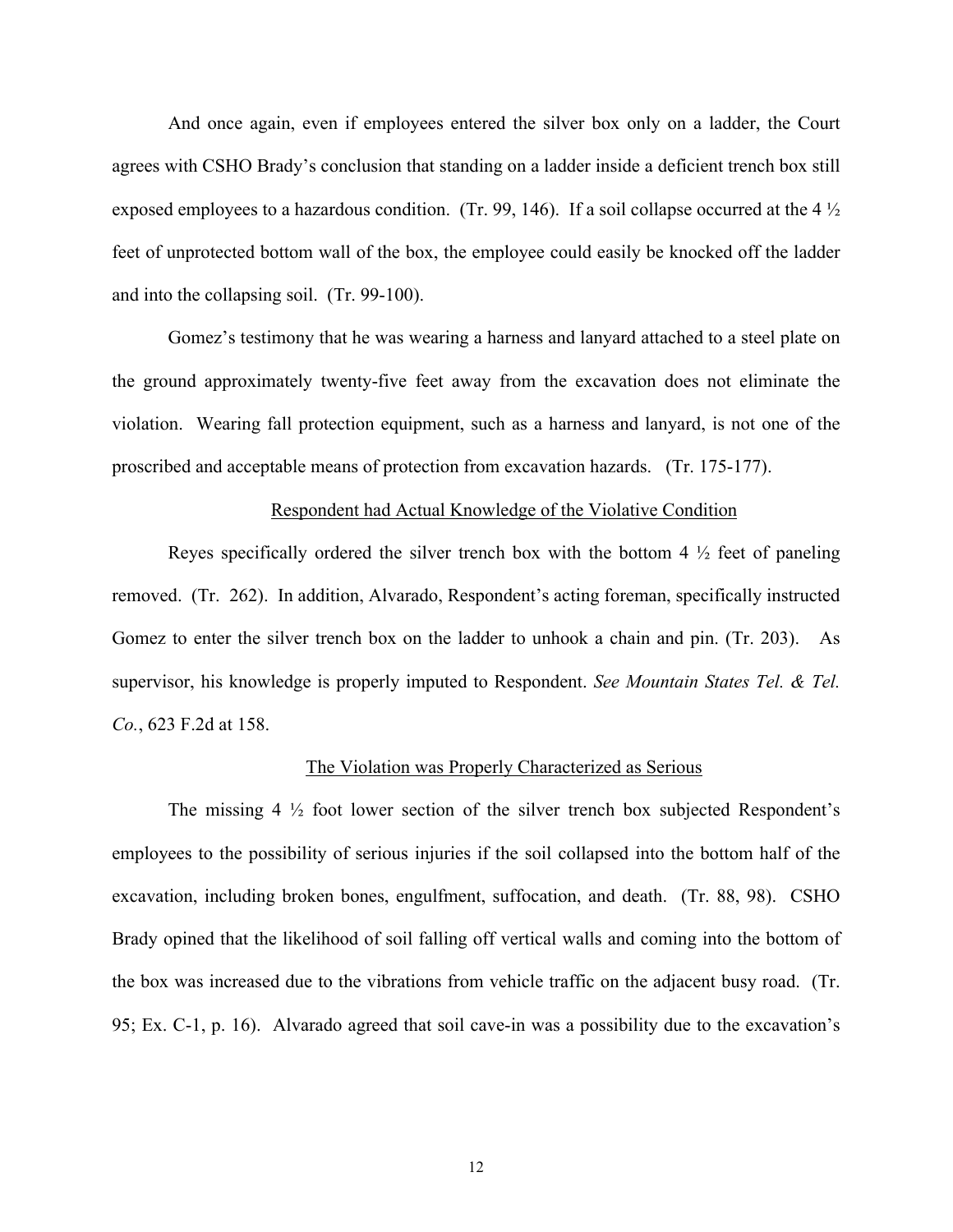And once again, even if employees entered the silver box only on a ladder, the Court agrees with CSHO Brady's conclusion that standing on a ladder inside a deficient trench box still exposed employees to a hazardous condition. (Tr. 99, 146). If a soil collapse occurred at the 4 ½ feet of unprotected bottom wall of the box, the employee could easily be knocked off the ladder and into the collapsing soil. (Tr. 99-100).

Gomez's testimony that he was wearing a harness and lanyard attached to a steel plate on the ground approximately twenty-five feet away from the excavation does not eliminate the violation. Wearing fall protection equipment, such as a harness and lanyard, is not one of the proscribed and acceptable means of protection from excavation hazards. (Tr. 175-177).

<u>Respondent had Actual Knowledge of the Violative Condition</u>

Reyes specifically ordered the silver trench box with the bottom 4 ½ feet of paneling removed. (Tr. 262). In addition, Alvarado, Respondent's acting foreman, specifically instructed Gomez to enter the silver trench box on the ladder to unhook a chain and pin. (Tr. 203). As supervisor, his knowledge is properly imputed to Respondent. *See Mountain States Tel. & Tel. Co.*, 623 F.2d at 158.

<u>The Violation was Properly Characterized as Serious</u>

The missing 4 ½ foot lower section of the silver trench box subjected Respondent's employees to the possibility of serious injuries if the soil collapsed into the bottom half of the excavation, including broken bones, engulfment, suffocation, and death. (Tr. 88, 98). CSHO Brady opined that the likelihood of soil falling off vertical walls and coming into the bottom of the box was increased due to the vibrations from vehicle traffic on the adjacent busy road. (Tr. 95; Ex. C-1, p. 16). Alvarado agreed that soil cave-in was a possibility due to the excavation's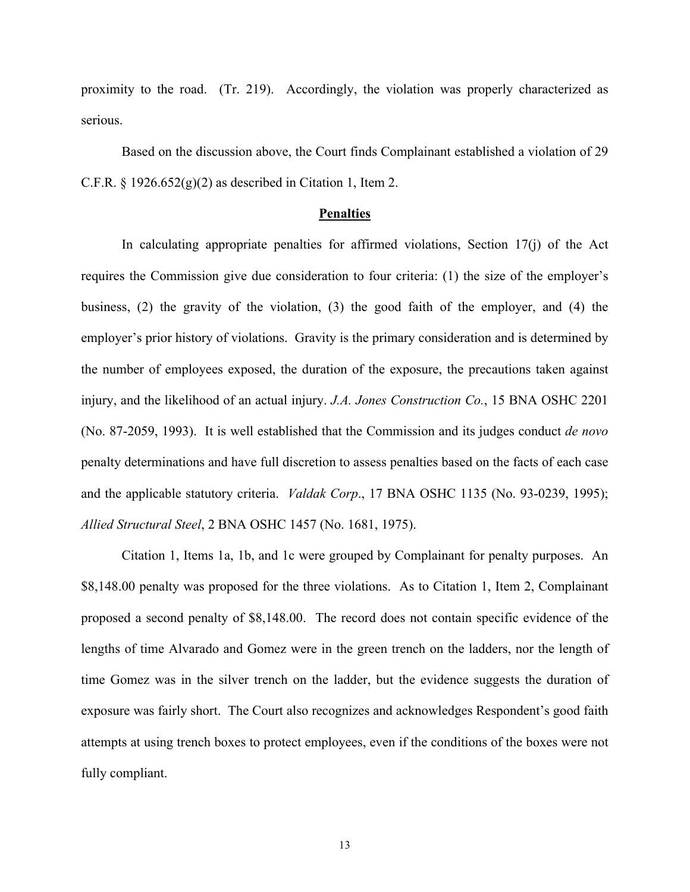proximity to the road. (Tr. 219). Accordingly, the violation was properly characterized as serious.

Based on the discussion above, the Court finds Complainant established a violation of 29 C.F.R. § 1926.652(g)(2) as described in Citation 1, Item 2.

## Penalties

In calculating appropriate penalties for affirmed violations, Section 17(j) of the Act requires the Commission give due consideration to four criteria: (1) the size of the employer's business, (2) the gravity of the violation, (3) the good faith of the employer, and (4) the employer's prior history of violations. Gravity is the primary consideration and is determined by the number of employees exposed, the duration of the exposure, the precautions taken against injury, and the likelihood of an actual injury. *J.A. Jones Construction Co.*, 15 BNA OSHC 2201 (No. 87-2059, 1993). It is well established that the Commission and its judges conduct *de novo* penalty determinations and have full discretion to assess penalties based on the facts of each case and the applicable statutory criteria. *Valdak Corp*., 17 BNA OSHC 1135 (No. 93-0239, 1995); *Allied Structural Steel*, 2 BNA OSHC 1457 (No. 1681, 1975).

Citation 1, Items 1a, 1b, and 1c were grouped by Complainant for penalty purposes. An $8,148.00 penalty was proposed for the three violations. As to Citation 1, Item 2, Complainant proposed a second penalty of $8,148.00. The record does not contain specific evidence of the lengths of time Alvarado and Gomez were in the green trench on the ladders, nor the length of time Gomez was in the silver trench on the ladder, but the evidence suggests the duration of exposure was fairly short. The Court also recognizes and acknowledges Respondent's good faith attempts at using trench boxes to protect employees, even if the conditions of the boxes were not fully compliant.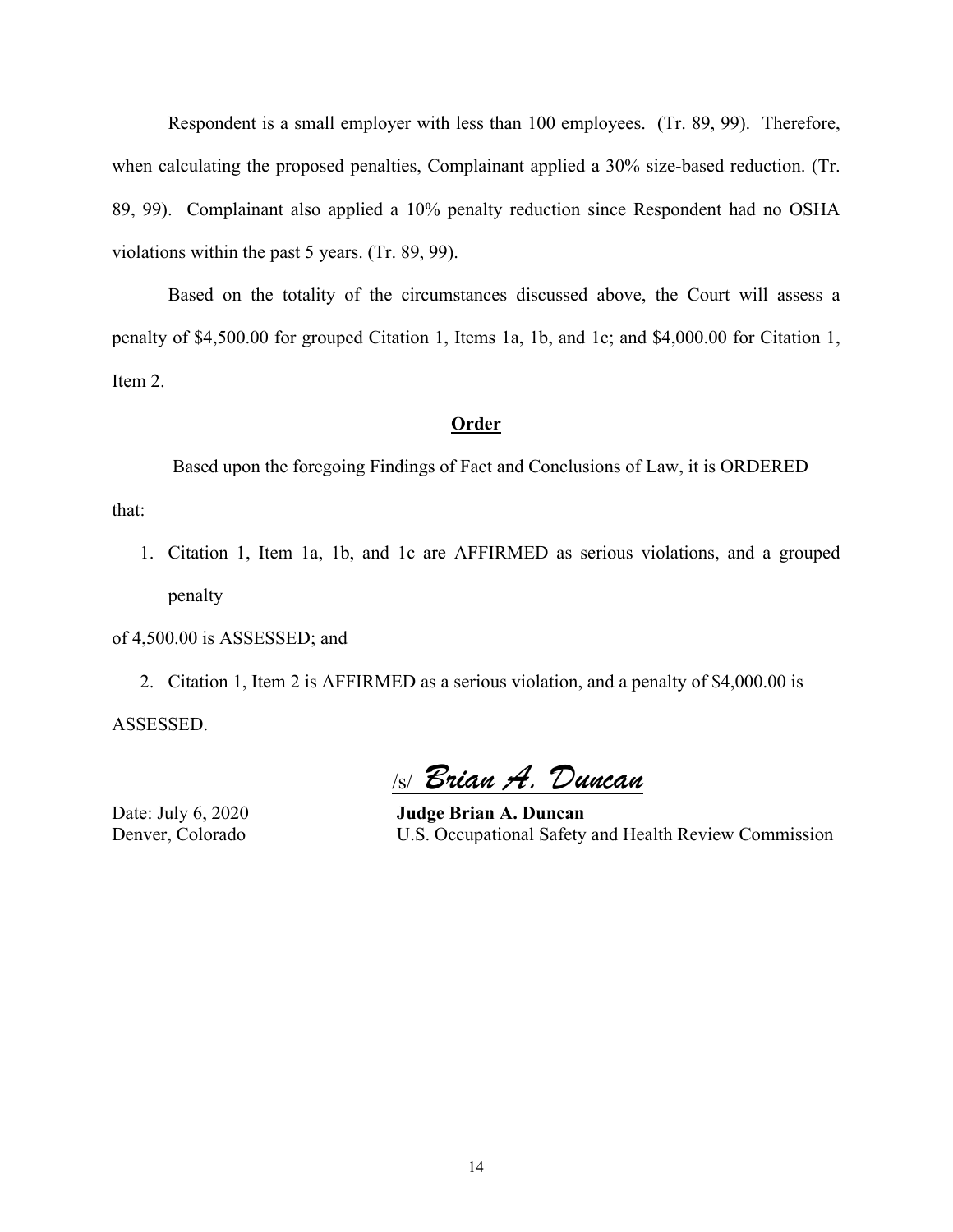Respondent is a small employer with less than 100 employees. (Tr. 89, 99). Therefore, when calculating the proposed penalties, Complainant applied a 30% size-based reduction. (Tr. 89, 99). Complainant also applied a 10% penalty reduction since Respondent had no OSHA violations within the past 5 years. (Tr. 89, 99).

Based on the totality of the circumstances discussed above, the Court will assess a penalty of $4,500.00 for grouped Citation 1, Items 1a, 1b, and 1c; and $4,000.00 for Citation 1, Item 2.

**Order**

Based upon the foregoing Findings of Fact and Conclusions of Law, it is ORDERED that:

1. Citation 1, Item 1a, 1b, and 1c are AFFIRMED as serious violations, and a grouped penalty

of 4,500.00 is ASSESSED; and

2. Citation 1, Item 2 is AFFIRMED as a serious violation, and a penalty of $4,000.00 is ASSESSED.

/s/ *Brian A. Duncan*

Date: July 6, 2020
Denver, Colorado

**Judge Brian A. Duncan**
U.S. Occupational Safety and Health Review Commission